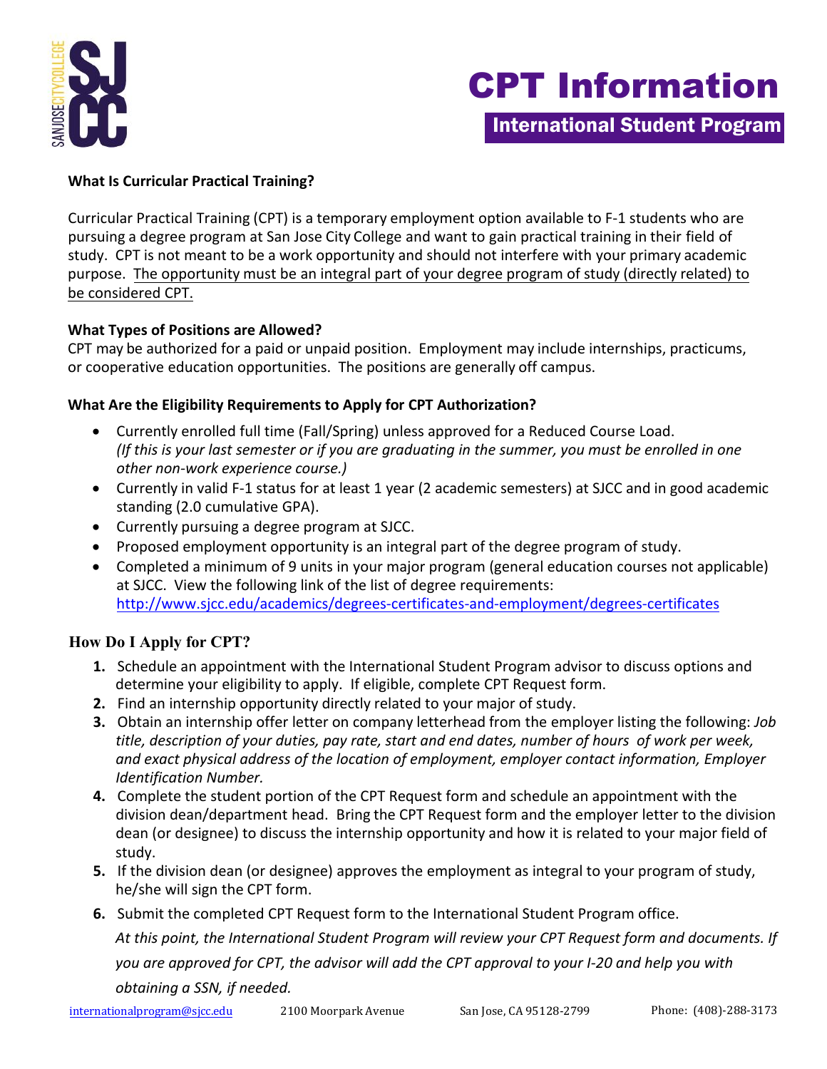# CPT Information

## International Student Program

**What Is Curricular Practical Training?**

Curricular Practical Training (CPT) is a temporary employment option available to F-1 students who are pursuing a degree program at San Jose City College and want to gain practical training in their field of study. CPT is not meant to be a work opportunity and should not interfere with your primary academic purpose. The opportunity must be an integral part of your degree program of study (directly related) to be considered CPT.

**What Types of Positions are Allowed?**

CPT may be authorized for a paid or unpaid position. Employment may include internships, practicums, or cooperative education opportunities. The positions are generally off campus.

**What Are the Eligibility Requirements to Apply for CPT Authorization?**

- Currently enrolled full time (Fall/Spring) unless approved for a Reduced Course Load. *(If this is your last semester or if you are graduating in the summer, you must be enrolled in one other non-work experience course.)*
- Currently in valid F-1 status for at least 1 year (2 academic semesters) at SJCC and in good academic standing (2.0 cumulative GPA).
- Currently pursuing a degree program at SJCC.
- Proposed employment opportunity is an integral part of the degree program of study.
- Completed a minimum of 9 units in your major program (general education courses not applicable) at SJCC. View the following link of the list of degree requirements: http://www.sjcc.edu/academics/degrees-certificates-and-employment/degrees-certificates

**How Do I Apply for CPT?**

1. Schedule an appointment with the International Student Program advisor to discuss options and determine your eligibility to apply. If eligible, complete CPT Request form.
2. Find an internship opportunity directly related to your major of study.
3. Obtain an internship offer letter on company letterhead from the employer listing the following: *Job title, description of your duties, pay rate, start and end dates, number of hours of work per week, and exact physical address of the location of employment, employer contact information, Employer Identification Number.*
4. Complete the student portion of the CPT Request form and schedule an appointment with the division dean/department head. Bring the CPT Request form and the employer letter to the division dean (or designee) to discuss the internship opportunity and how it is related to your major field of study.
5. If the division dean (or designee) approves the employment as integral to your program of study, he/she will sign the CPT form.
6. Submit the completed CPT Request form to the International Student Program office.

   *At this point, the International Student Program will review your CPT Request form and documents. If you are approved for CPT, the advisor will add the CPT approval to your I-20 and help you with obtaining a SSN, if needed.*

internationalprogram@sjcc.edu 2100 Moorpark Avenue San Jose, CA 95128-2799 Phone: (408)-288-3173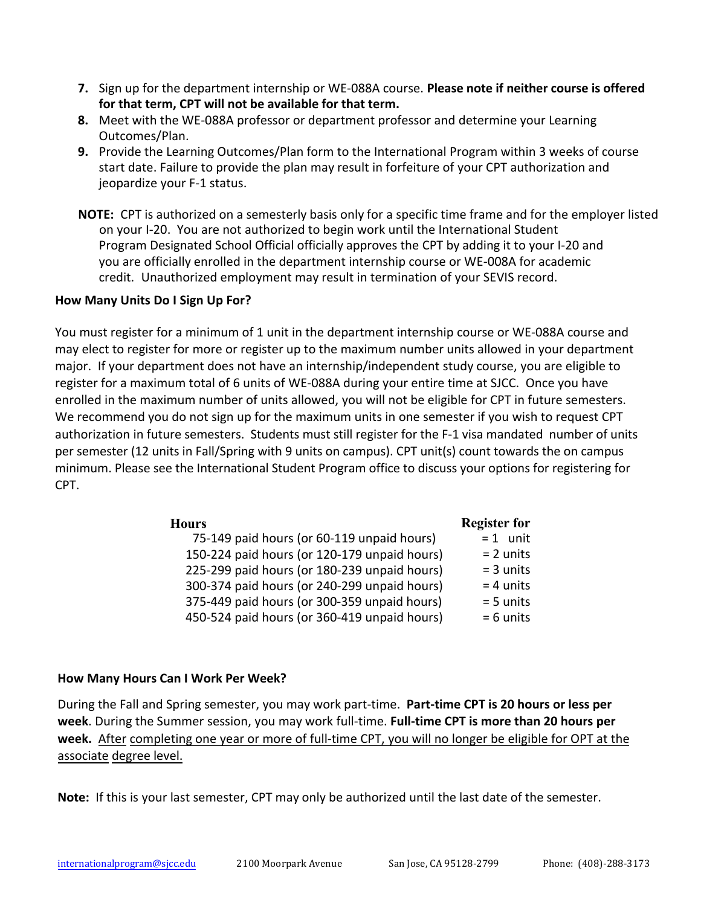7. Sign up for the department internship or WE-088A course. **Please note if neither course is offered for that term, CPT will not be available for that term.**
8. Meet with the WE-088A professor or department professor and determine your Learning Outcomes/Plan.
9. Provide the Learning Outcomes/Plan form to the International Program within 3 weeks of course start date. Failure to provide the plan may result in forfeiture of your CPT authorization and jeopardize your F-1 status.

**NOTE:** CPT is authorized on a semesterly basis only for a specific time frame and for the employer listed on your I-20. You are not authorized to begin work until the International Student Program Designated School Official officially approves the CPT by adding it to your I-20 and you are officially enrolled in the department internship course or WE-008A for academic credit. Unauthorized employment may result in termination of your SEVIS record.

### How Many Units Do I Sign Up For?

You must register for a minimum of 1 unit in the department internship course or WE-088A course and may elect to register for more or register up to the maximum number units allowed in your department major. If your department does not have an internship/independent study course, you are eligible to register for a maximum total of 6 units of WE-088A during your entire time at SJCC. Once you have enrolled in the maximum number of units allowed, you will not be eligible for CPT in future semesters. We recommend you do not sign up for the maximum units in one semester if you wish to request CPT authorization in future semesters. Students must still register for the F-1 visa mandated number of units per semester (12 units in Fall/Spring with 9 units on campus). CPT unit(s) count towards the on campus minimum. Please see the International Student Program office to discuss your options for registering for CPT.

| Hours | Register for |
|---|---|
| 75-149 paid hours (or 60-119 unpaid hours) | = 1 unit |
| 150-224 paid hours (or 120-179 unpaid hours) | = 2 units |
| 225-299 paid hours (or 180-239 unpaid hours) | = 3 units |
| 300-374 paid hours (or 240-299 unpaid hours) | = 4 units |
| 375-449 paid hours (or 300-359 unpaid hours) | = 5 units |
| 450-524 paid hours (or 360-419 unpaid hours) | = 6 units |

### How Many Hours Can I Work Per Week?

During the Fall and Spring semester, you may work part-time. **Part-time CPT is 20 hours or less per week**. During the Summer session, you may work full-time. **Full-time CPT is more than 20 hours per week.** After completing one year or more of full-time CPT, you will no longer be eligible for OPT at the associate degree level.

**Note:** If this is your last semester, CPT may only be authorized until the last date of the semester.